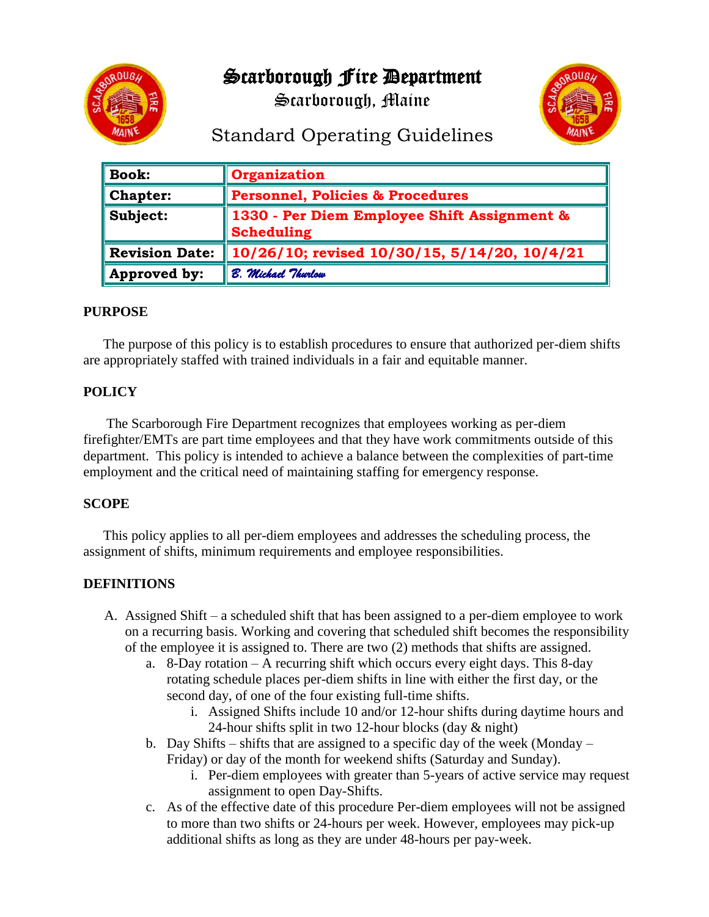# Scarborough Fire Department

## Scarborough, Maine

## Standard Operating Guidelines

| **Book:** | **Organization** |
|---|---|
| **Chapter:** | **Personnel, Policies & Procedures** |
| **Subject:** | **1330 - Per Diem Employee Shift Assignment & Scheduling** |
| **Revision Date:** | **10/26/10; revised 10/30/15, 5/14/20, 10/4/21** |
| **Approved by:** | *B. Michael Thurlow* |

### PURPOSE

The purpose of this policy is to establish procedures to ensure that authorized per-diem shifts are appropriately staffed with trained individuals in a fair and equitable manner.

### POLICY

The Scarborough Fire Department recognizes that employees working as per-diem firefighter/EMTs are part time employees and that they have work commitments outside of this department. This policy is intended to achieve a balance between the complexities of part-time employment and the critical need of maintaining staffing for emergency response.

### SCOPE

This policy applies to all per-diem employees and addresses the scheduling process, the assignment of shifts, minimum requirements and employee responsibilities.

### DEFINITIONS

A. Assigned Shift – a scheduled shift that has been assigned to a per-diem employee to work on a recurring basis. Working and covering that scheduled shift becomes the responsibility of the employee it is assigned to. There are two (2) methods that shifts are assigned.
   a. 8-Day rotation – A recurring shift which occurs every eight days. This 8-day rotating schedule places per-diem shifts in line with either the first day, or the second day, of one of the four existing full-time shifts.
      i. Assigned Shifts include 10 and/or 12-hour shifts during daytime hours and 24-hour shifts split in two 12-hour blocks (day & night)
   b. Day Shifts – shifts that are assigned to a specific day of the week (Monday – Friday) or day of the month for weekend shifts (Saturday and Sunday).
      i. Per-diem employees with greater than 5-years of active service may request assignment to open Day-Shifts.
   c. As of the effective date of this procedure Per-diem employees will not be assigned to more than two shifts or 24-hours per week. However, employees may pick-up additional shifts as long as they are under 48-hours per pay-week.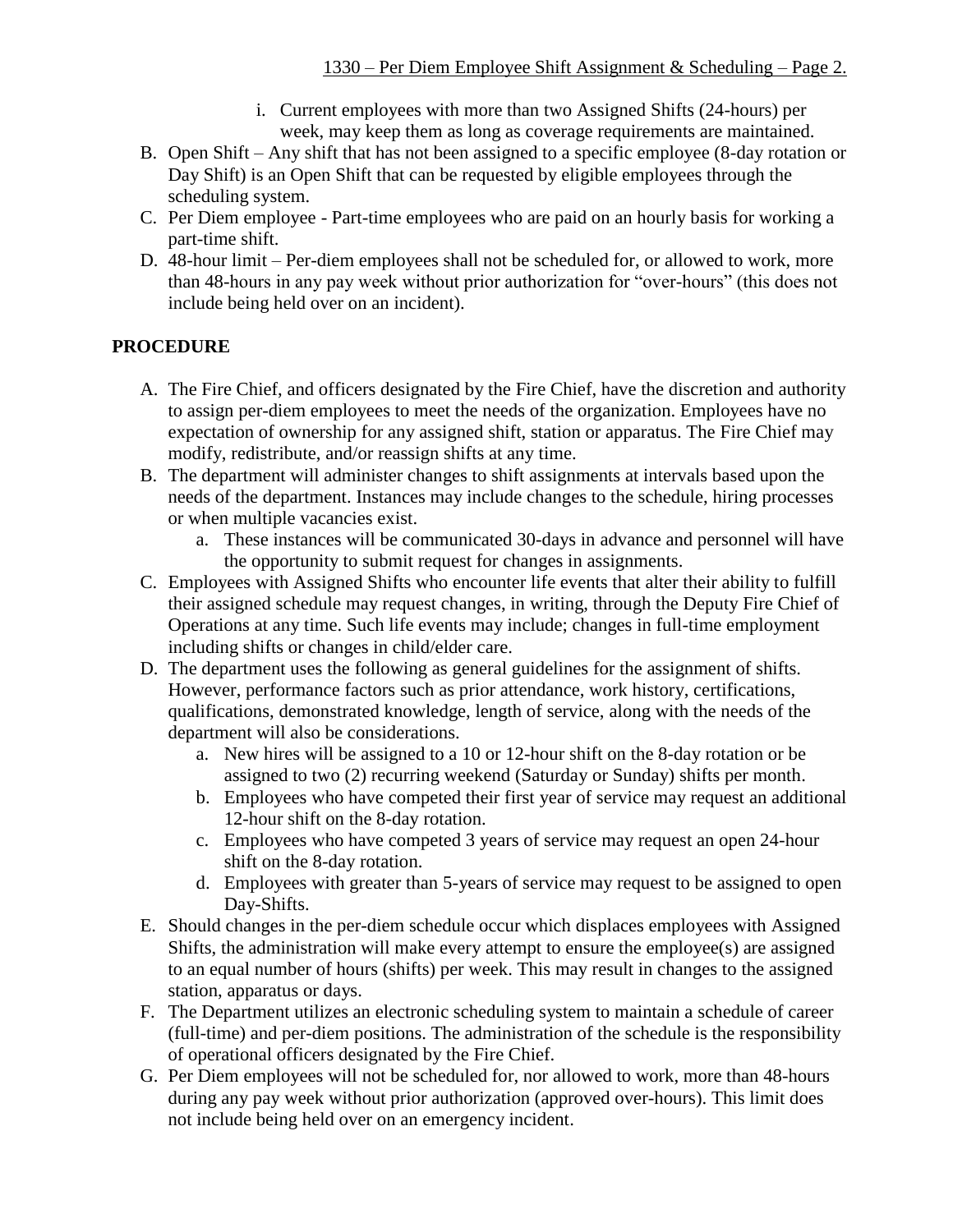i. Current employees with more than two Assigned Shifts (24-hours) per week, may keep them as long as coverage requirements are maintained.

B. Open Shift – Any shift that has not been assigned to a specific employee (8-day rotation or Day Shift) is an Open Shift that can be requested by eligible employees through the scheduling system.
C. Per Diem employee - Part-time employees who are paid on an hourly basis for working a part-time shift.
D. 48-hour limit – Per-diem employees shall not be scheduled for, or allowed to work, more than 48-hours in any pay week without prior authorization for "over-hours" (this does not include being held over on an incident).

## PROCEDURE

A. The Fire Chief, and officers designated by the Fire Chief, have the discretion and authority to assign per-diem employees to meet the needs of the organization. Employees have no expectation of ownership for any assigned shift, station or apparatus. The Fire Chief may modify, redistribute, and/or reassign shifts at any time.
B. The department will administer changes to shift assignments at intervals based upon the needs of the department. Instances may include changes to the schedule, hiring processes or when multiple vacancies exist.
    a. These instances will be communicated 30-days in advance and personnel will have the opportunity to submit request for changes in assignments.
C. Employees with Assigned Shifts who encounter life events that alter their ability to fulfill their assigned schedule may request changes, in writing, through the Deputy Fire Chief of Operations at any time. Such life events may include; changes in full-time employment including shifts or changes in child/elder care.
D. The department uses the following as general guidelines for the assignment of shifts. However, performance factors such as prior attendance, work history, certifications, qualifications, demonstrated knowledge, length of service, along with the needs of the department will also be considerations.
    a. New hires will be assigned to a 10 or 12-hour shift on the 8-day rotation or be assigned to two (2) recurring weekend (Saturday or Sunday) shifts per month.
    b. Employees who have competed their first year of service may request an additional 12-hour shift on the 8-day rotation.
    c. Employees who have competed 3 years of service may request an open 24-hour shift on the 8-day rotation.
    d. Employees with greater than 5-years of service may request to be assigned to open Day-Shifts.
E. Should changes in the per-diem schedule occur which displaces employees with Assigned Shifts, the administration will make every attempt to ensure the employee(s) are assigned to an equal number of hours (shifts) per week. This may result in changes to the assigned station, apparatus or days.
F. The Department utilizes an electronic scheduling system to maintain a schedule of career (full-time) and per-diem positions. The administration of the schedule is the responsibility of operational officers designated by the Fire Chief.
G. Per Diem employees will not be scheduled for, nor allowed to work, more than 48-hours during any pay week without prior authorization (approved over-hours). This limit does not include being held over on an emergency incident.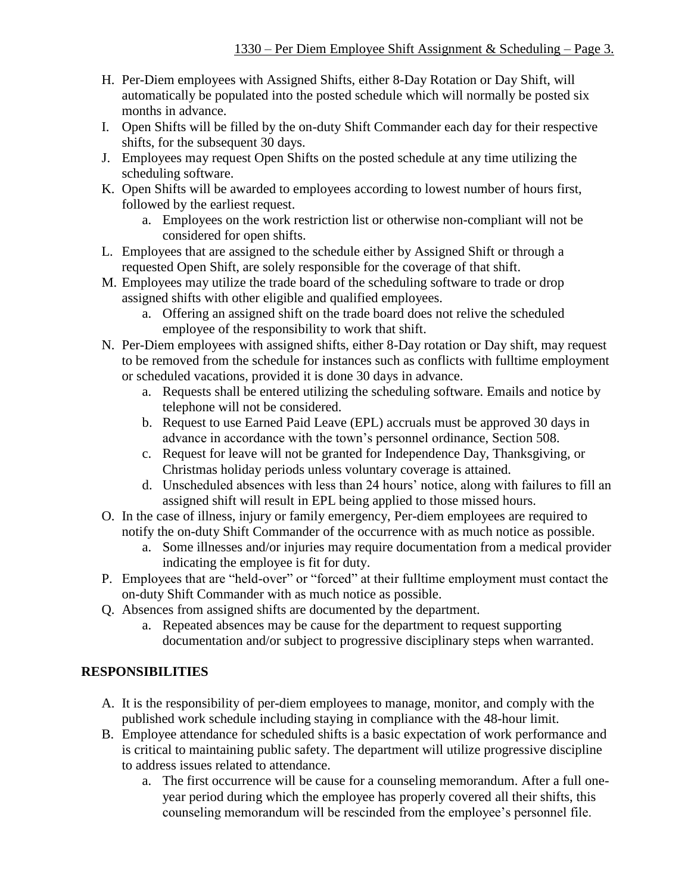H. Per-Diem employees with Assigned Shifts, either 8-Day Rotation or Day Shift, will automatically be populated into the posted schedule which will normally be posted six months in advance.

I. Open Shifts will be filled by the on-duty Shift Commander each day for their respective shifts, for the subsequent 30 days.

J. Employees may request Open Shifts on the posted schedule at any time utilizing the scheduling software.

K. Open Shifts will be awarded to employees according to lowest number of hours first, followed by the earliest request.
   a. Employees on the work restriction list or otherwise non-compliant will not be considered for open shifts.

L. Employees that are assigned to the schedule either by Assigned Shift or through a requested Open Shift, are solely responsible for the coverage of that shift.

M. Employees may utilize the trade board of the scheduling software to trade or drop assigned shifts with other eligible and qualified employees.
   a. Offering an assigned shift on the trade board does not relive the scheduled employee of the responsibility to work that shift.

N. Per-Diem employees with assigned shifts, either 8-Day rotation or Day shift, may request to be removed from the schedule for instances such as conflicts with fulltime employment or scheduled vacations, provided it is done 30 days in advance.
   a. Requests shall be entered utilizing the scheduling software. Emails and notice by telephone will not be considered.
   b. Request to use Earned Paid Leave (EPL) accruals must be approved 30 days in advance in accordance with the town's personnel ordinance, Section 508.
   c. Request for leave will not be granted for Independence Day, Thanksgiving, or Christmas holiday periods unless voluntary coverage is attained.
   d. Unscheduled absences with less than 24 hours' notice, along with failures to fill an assigned shift will result in EPL being applied to those missed hours.

O. In the case of illness, injury or family emergency, Per-diem employees are required to notify the on-duty Shift Commander of the occurrence with as much notice as possible.
   a. Some illnesses and/or injuries may require documentation from a medical provider indicating the employee is fit for duty.

P. Employees that are "held-over" or "forced" at their fulltime employment must contact the on-duty Shift Commander with as much notice as possible.

Q. Absences from assigned shifts are documented by the department.
   a. Repeated absences may be cause for the department to request supporting documentation and/or subject to progressive disciplinary steps when warranted.

## RESPONSIBILITIES

A. It is the responsibility of per-diem employees to manage, monitor, and comply with the published work schedule including staying in compliance with the 48-hour limit.

B. Employee attendance for scheduled shifts is a basic expectation of work performance and is critical to maintaining public safety. The department will utilize progressive discipline to address issues related to attendance.
   a. The first occurrence will be cause for a counseling memorandum. After a full one-year period during which the employee has properly covered all their shifts, this counseling memorandum will be rescinded from the employee's personnel file.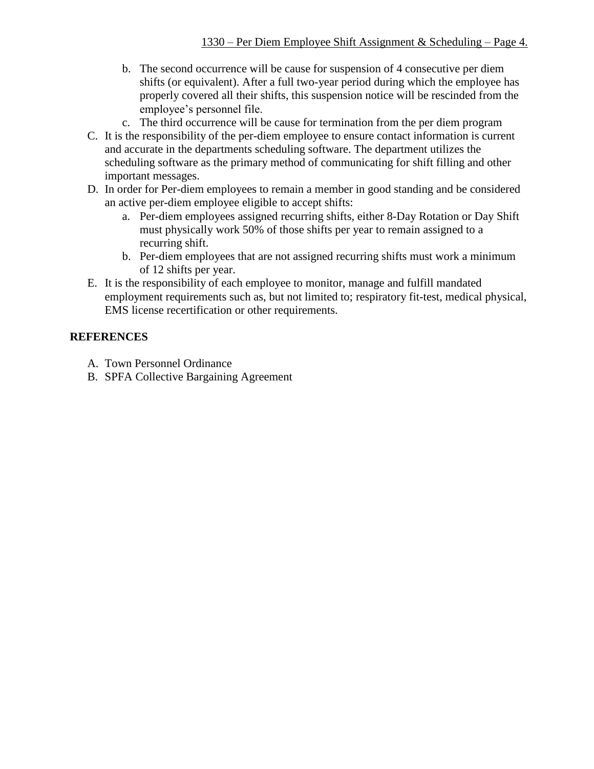b. The second occurrence will be cause for suspension of 4 consecutive per diem shifts (or equivalent). After a full two-year period during which the employee has properly covered all their shifts, this suspension notice will be rescinded from the employee's personnel file.
   c. The third occurrence will be cause for termination from the per diem program

C. It is the responsibility of the per-diem employee to ensure contact information is current and accurate in the departments scheduling software. The department utilizes the scheduling software as the primary method of communicating for shift filling and other important messages.

D. In order for Per-diem employees to remain a member in good standing and be considered an active per-diem employee eligible to accept shifts:
   a. Per-diem employees assigned recurring shifts, either 8-Day Rotation or Day Shift must physically work 50% of those shifts per year to remain assigned to a recurring shift.
   b. Per-diem employees that are not assigned recurring shifts must work a minimum of 12 shifts per year.

E. It is the responsibility of each employee to monitor, manage and fulfill mandated employment requirements such as, but not limited to; respiratory fit-test, medical physical, EMS license recertification or other requirements.

## REFERENCES

A. Town Personnel Ordinance
B. SPFA Collective Bargaining Agreement